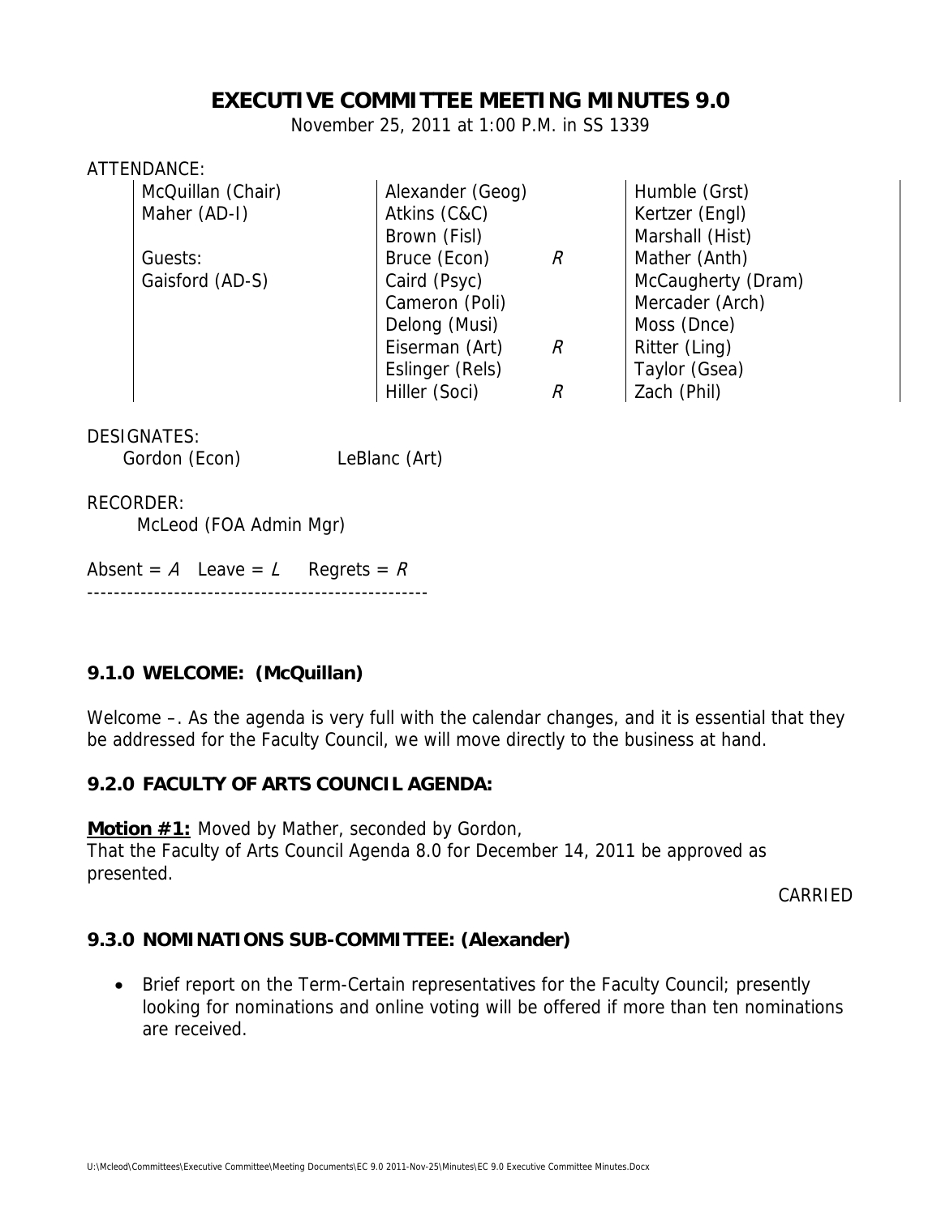# EXECUTIVE COMMITTEE MEETING MINUTES 9.0

November 25, 2011 at 1:00 P.M. in SS 1339

ATTENDANCE:

| | | | |
|---|---|---|---|
| McQuillan (Chair) | Alexander (Geog) | | Humble (Grst) |
| Maher (AD-I) | Atkins (C&C) | | Kertzer (Engl) |
| | Brown (Fisl) | | Marshall (Hist) |
| Guests: | Bruce (Econ) | *R* | Mather (Anth) |
| Gaisford (AD-S) | Caird (Psyc) | | McCaugherty (Dram) |
| | Cameron (Poli) | | Mercader (Arch) |
| | Delong (Musi) | | Moss (Dnce) |
| | Eiserman (Art) | *R* | Ritter (Ling) |
| | Eslinger (Rels) | | Taylor (Gsea) |
| | Hiller (Soci) | *R* | Zach (Phil) |

DESIGNATES:

Gordon (Econ) LeBlanc (Art)

RECORDER:

McLeod (FOA Admin Mgr)

Absent = *A* Leave = *L* Regrets = *R*

---

## 9.1.0 WELCOME: (McQuillan)

Welcome –. As the agenda is very full with the calendar changes, and it is essential that they be addressed for the Faculty Council, we will move directly to the business at hand.

## 9.2.0 FACULTY OF ARTS COUNCIL AGENDA:

**Motion #1:** Moved by Mather, seconded by Gordon,
That the Faculty of Arts Council Agenda 8.0 for December 14, 2011 be approved as presented.

CARRIED

## 9.3.0 NOMINATIONS SUB-COMMITTEE: (Alexander)

- Brief report on the Term-Certain representatives for the Faculty Council; presently looking for nominations and online voting will be offered if more than ten nominations are received.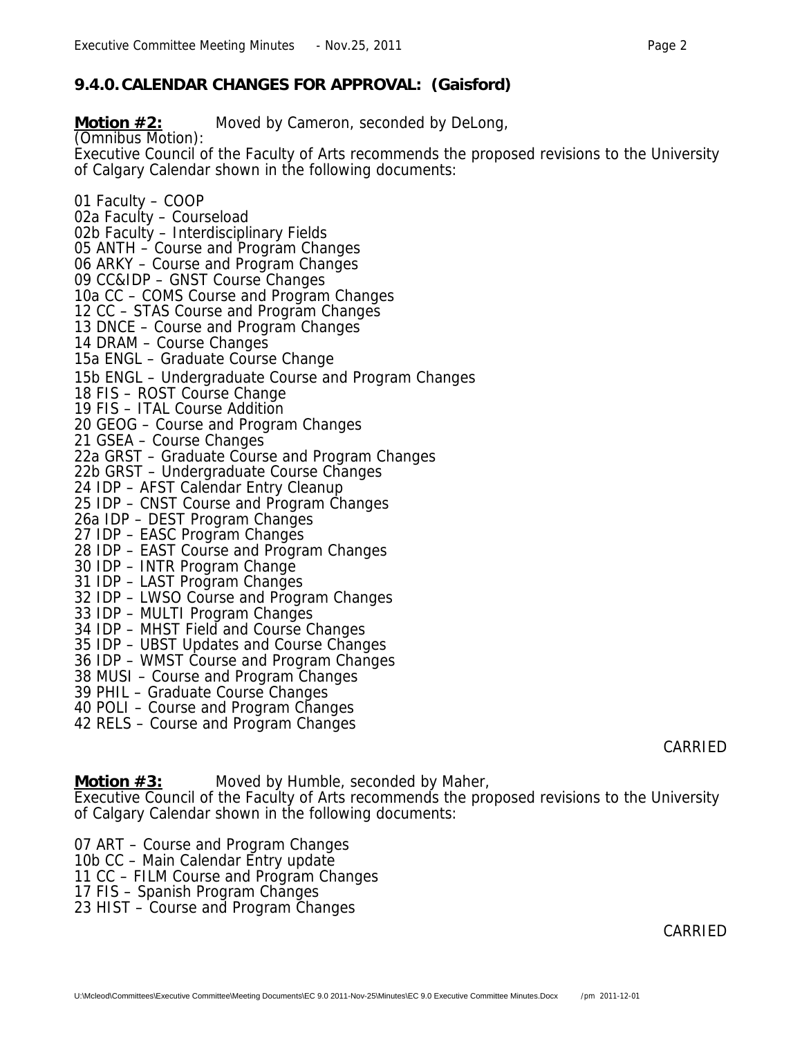## 9.4.0. CALENDAR CHANGES FOR APPROVAL: (Gaisford)

**Motion #2:** Moved by Cameron, seconded by DeLong,
(Omnibus Motion):
Executive Council of the Faculty of Arts recommends the proposed revisions to the University of Calgary Calendar shown in the following documents:

01 Faculty – COOP
02a Faculty – Courseload
02b Faculty – Interdisciplinary Fields
05 ANTH – Course and Program Changes
06 ARKY – Course and Program Changes
09 CC&IDP – GNST Course Changes
10a CC – COMS Course and Program Changes
12 CC – STAS Course and Program Changes
13 DNCE – Course and Program Changes
14 DRAM – Course Changes
15a ENGL – Graduate Course Change
15b ENGL – Undergraduate Course and Program Changes
18 FIS – ROST Course Change
19 FIS – ITAL Course Addition
20 GEOG – Course and Program Changes
21 GSEA – Course Changes
22a GRST – Graduate Course and Program Changes
22b GRST – Undergraduate Course Changes
24 IDP – AFST Calendar Entry Cleanup
25 IDP – CNST Course and Program Changes
26a IDP – DEST Program Changes
27 IDP – EASC Program Changes
28 IDP – EAST Course and Program Changes
30 IDP – INTR Program Change
31 IDP – LAST Program Changes
32 IDP – LWSO Course and Program Changes
33 IDP – MULTI Program Changes
34 IDP – MHST Field and Course Changes
35 IDP – UBST Updates and Course Changes
36 IDP – WMST Course and Program Changes
38 MUSI – Course and Program Changes
39 PHIL – Graduate Course Changes
40 POLI – Course and Program Changes
42 RELS – Course and Program Changes

CARRIED

**Motion #3:** Moved by Humble, seconded by Maher,
Executive Council of the Faculty of Arts recommends the proposed revisions to the University of Calgary Calendar shown in the following documents:

07 ART – Course and Program Changes
10b CC – Main Calendar Entry update
11 CC – FILM Course and Program Changes
17 FIS – Spanish Program Changes
23 HIST – Course and Program Changes

CARRIED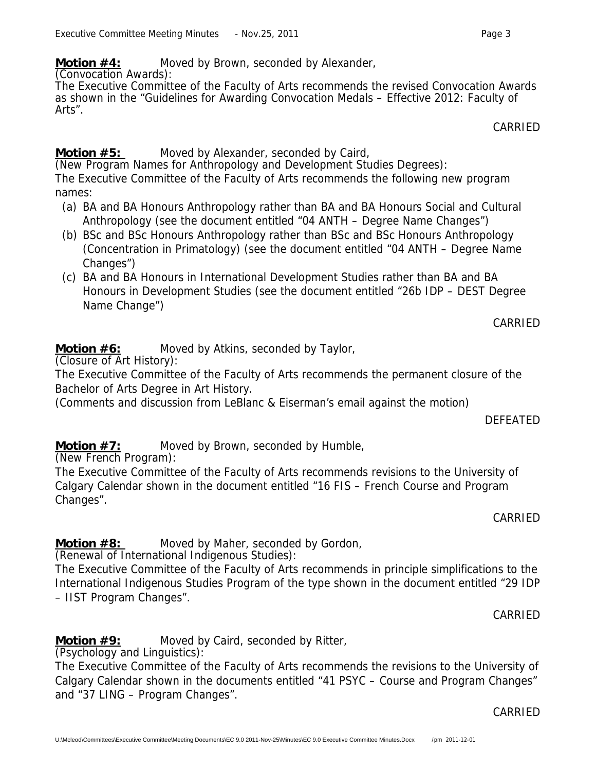**Motion #4:** Moved by Brown, seconded by Alexander,
(Convocation Awards):
The Executive Committee of the Faculty of Arts recommends the revised Convocation Awards as shown in the "Guidelines for Awarding Convocation Medals – Effective 2012: Faculty of Arts".

CARRIED

**Motion #5:** Moved by Alexander, seconded by Caird,
(New Program Names for Anthropology and Development Studies Degrees):
The Executive Committee of the Faculty of Arts recommends the following new program names:

(a) BA and BA Honours Anthropology rather than BA and BA Honours Social and Cultural Anthropology (see the document entitled "04 ANTH – Degree Name Changes")
(b) BSc and BSc Honours Anthropology rather than BSc and BSc Honours Anthropology (Concentration in Primatology) (see the document entitled "04 ANTH – Degree Name Changes")
(c) BA and BA Honours in International Development Studies rather than BA and BA Honours in Development Studies (see the document entitled "26b IDP – DEST Degree Name Change")

CARRIED

**Motion #6:** Moved by Atkins, seconded by Taylor,
(Closure of Art History):
The Executive Committee of the Faculty of Arts recommends the permanent closure of the Bachelor of Arts Degree in Art History.
(Comments and discussion from LeBlanc & Eiserman's email against the motion)

DEFEATED

**Motion #7:** Moved by Brown, seconded by Humble,
(New French Program):
The Executive Committee of the Faculty of Arts recommends revisions to the University of Calgary Calendar shown in the document entitled "16 FIS – French Course and Program Changes".

CARRIED

**Motion #8:** Moved by Maher, seconded by Gordon,
(Renewal of International Indigenous Studies):
The Executive Committee of the Faculty of Arts recommends in principle simplifications to the International Indigenous Studies Program of the type shown in the document entitled "29 IDP – IIST Program Changes".

CARRIED

**Motion #9:** Moved by Caird, seconded by Ritter,
(Psychology and Linguistics):
The Executive Committee of the Faculty of Arts recommends the revisions to the University of Calgary Calendar shown in the documents entitled "41 PSYC – Course and Program Changes" and "37 LING – Program Changes".

CARRIED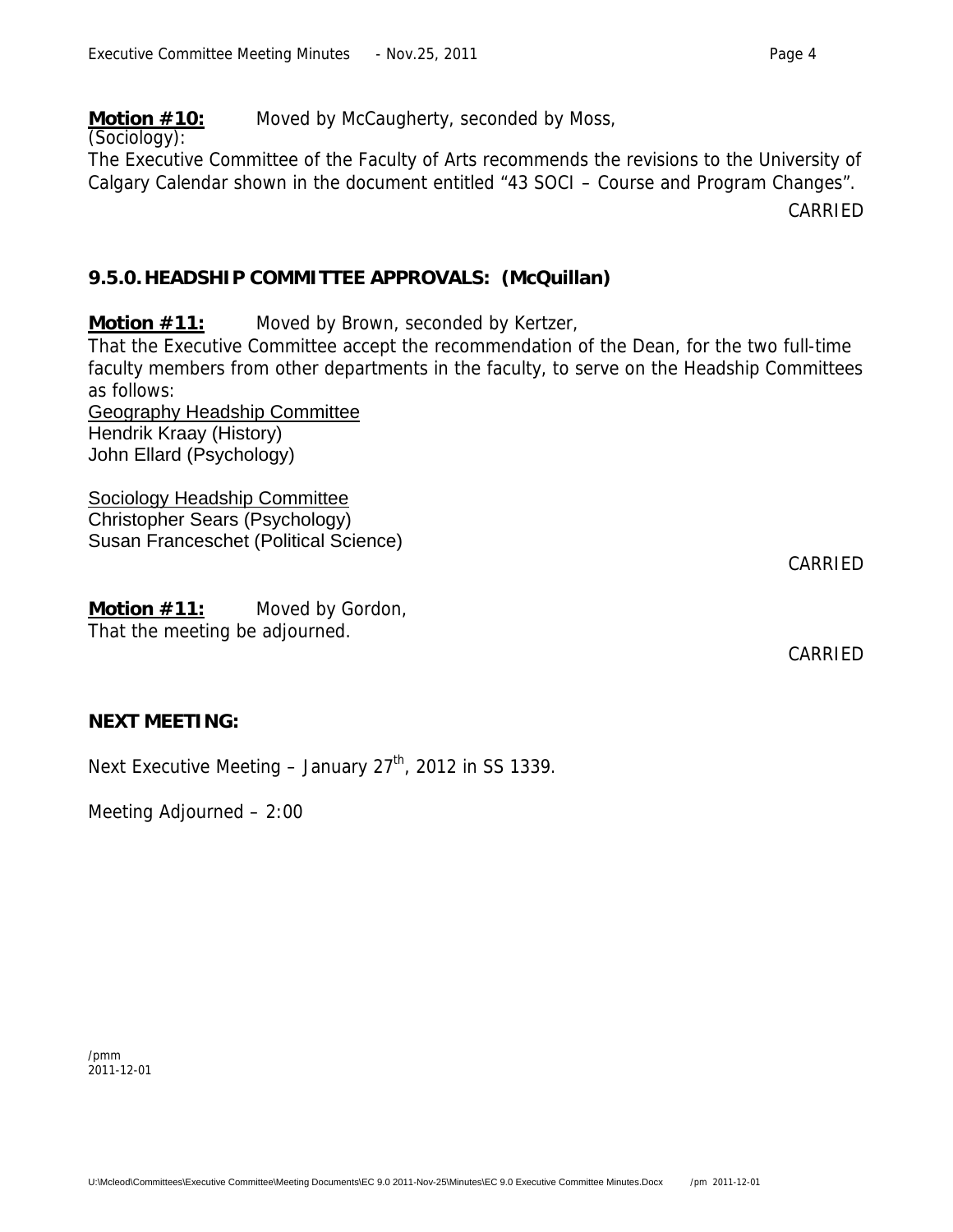**Motion #10:** Moved by McCaugherty, seconded by Moss,

(Sociology):

The Executive Committee of the Faculty of Arts recommends the revisions to the University of Calgary Calendar shown in the document entitled "43 SOCI – Course and Program Changes".

CARRIED

## 9.5.0. HEADSHIP COMMITTEE APPROVALS: (McQuillan)

**Motion #11:** Moved by Brown, seconded by Kertzer,

That the Executive Committee accept the recommendation of the Dean, for the two full-time faculty members from other departments in the faculty, to serve on the Headship Committees as follows:

Geography Headship Committee
Hendrik Kraay (History)
John Ellard (Psychology)

Sociology Headship Committee
Christopher Sears (Psychology)
Susan Franceschet (Political Science)

CARRIED

**Motion #11:** Moved by Gordon,

That the meeting be adjourned.

CARRIED

## NEXT MEETING:

Next Executive Meeting – January 27th, 2012 in SS 1339.

Meeting Adjourned – 2:00

/pmm
2011-12-01